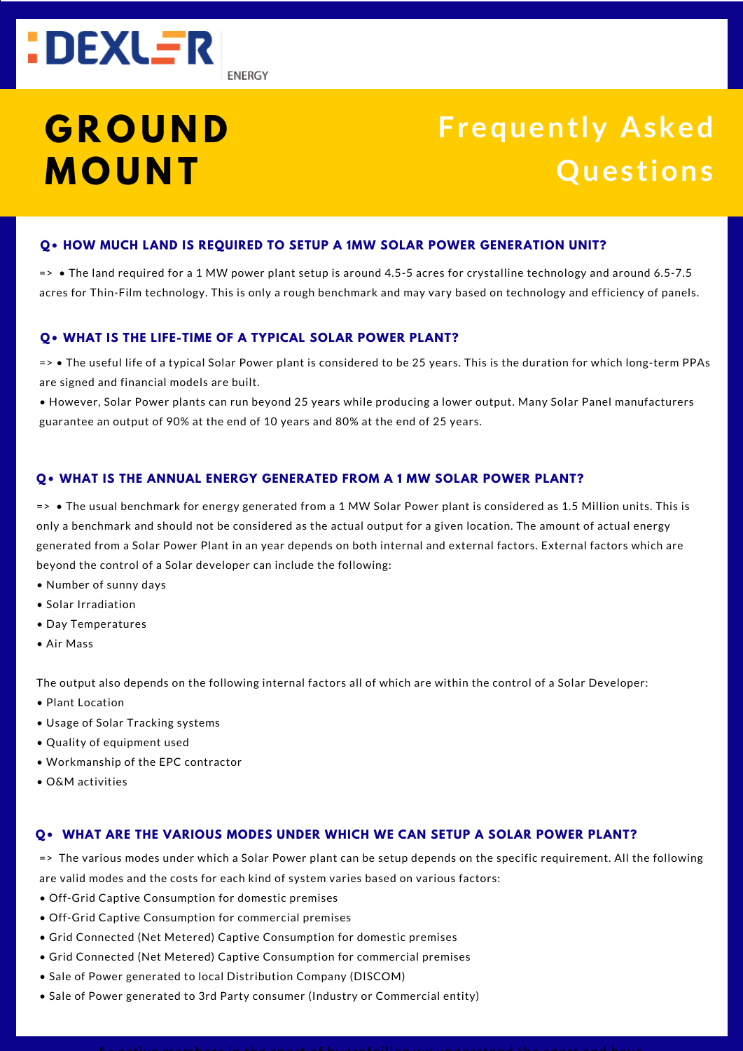DEXLER ENERGY

# GROUND MOUNT

# Frequently Asked Questions

### Q• HOW MUCH LAND IS REQUIRED TO SETUP A 1MW SOLAR POWER GENERATION UNIT?

=> • The land required for a 1 MW power plant setup is around 4.5-5 acres for crystalline technology and around 6.5-7.5 acres for Thin-Film technology. This is only a rough benchmark and may vary based on technology and efficiency of panels.

### Q• WHAT IS THE LIFE-TIME OF A TYPICAL SOLAR POWER PLANT?

=> • The useful life of a typical Solar Power plant is considered to be 25 years. This is the duration for which long-term PPAs are signed and financial models are built.

• However, Solar Power plants can run beyond 25 years while producing a lower output. Many Solar Panel manufacturers guarantee an output of 90% at the end of 10 years and 80% at the end of 25 years.

### Q• WHAT IS THE ANNUAL ENERGY GENERATED FROM A 1 MW SOLAR POWER PLANT?

=> • The usual benchmark for energy generated from a 1 MW Solar Power plant is considered as 1.5 Million units. This is only a benchmark and should not be considered as the actual output for a given location. The amount of actual energy generated from a Solar Power Plant in an year depends on both internal and external factors. External factors which are beyond the control of a Solar developer can include the following:

- Number of sunny days
- Solar Irradiation
- Day Temperatures
- Air Mass

The output also depends on the following internal factors all of which are within the control of a Solar Developer:

- Plant Location
- Usage of Solar Tracking systems
- Quality of equipment used
- Workmanship of the EPC contractor
- O&M activities

### Q• WHAT ARE THE VARIOUS MODES UNDER WHICH WE CAN SETUP A SOLAR POWER PLANT?

=> The various modes under which a Solar Power plant can be setup depends on the specific requirement. All the following are valid modes and the costs for each kind of system varies based on various factors:

- Off-Grid Captive Consumption for domestic premises
- Off-Grid Captive Consumption for commercial premises
- Grid Connected (Net Metered) Captive Consumption for domestic premises
- Grid Connected (Net Metered) Captive Consumption for commercial premises
- Sale of Power generated to local Distribution Company (DISCOM)
- Sale of Power generated to 3rd Party consumer (Industry or Commercial entity)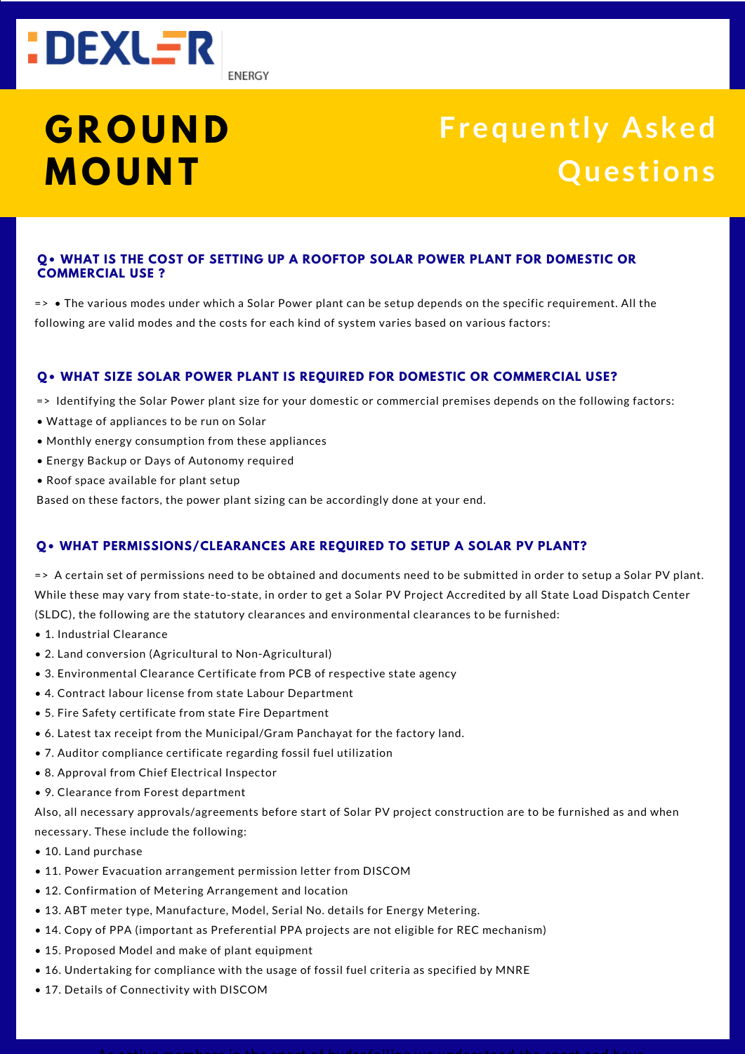DEXLER ENERGY

# GROUND MOUNT

# Frequently Asked Questions

### Q• WHAT IS THE COST OF SETTING UP A ROOFTOP SOLAR POWER PLANT FOR DOMESTIC OR COMMERCIAL USE ?

=> • The various modes under which a Solar Power plant can be setup depends on the specific requirement. All the following are valid modes and the costs for each kind of system varies based on various factors:

### Q• WHAT SIZE SOLAR POWER PLANT IS REQUIRED FOR DOMESTIC OR COMMERCIAL USE?

=> Identifying the Solar Power plant size for your domestic or commercial premises depends on the following factors:

- Wattage of appliances to be run on Solar
- Monthly energy consumption from these appliances
- Energy Backup or Days of Autonomy required
- Roof space available for plant setup

Based on these factors, the power plant sizing can be accordingly done at your end.

### Q• WHAT PERMISSIONS/CLEARANCES ARE REQUIRED TO SETUP A SOLAR PV PLANT?

=> A certain set of permissions need to be obtained and documents need to be submitted in order to setup a Solar PV plant. While these may vary from state-to-state, in order to get a Solar PV Project Accredited by all State Load Dispatch Center (SLDC), the following are the statutory clearances and environmental clearances to be furnished:

- 1. Industrial Clearance
- 2. Land conversion (Agricultural to Non-Agricultural)
- 3. Environmental Clearance Certificate from PCB of respective state agency
- 4. Contract labour license from state Labour Department
- 5. Fire Safety certificate from state Fire Department
- 6. Latest tax receipt from the Municipal/Gram Panchayat for the factory land.
- 7. Auditor compliance certificate regarding fossil fuel utilization
- 8. Approval from Chief Electrical Inspector
- 9. Clearance from Forest department

Also, all necessary approvals/agreements before start of Solar PV project construction are to be furnished as and when necessary. These include the following:

- 10. Land purchase
- 11. Power Evacuation arrangement permission letter from DISCOM
- 12. Confirmation of Metering Arrangement and location
- 13. ABT meter type, Manufacture, Model, Serial No. details for Energy Metering.
- 14. Copy of PPA (important as Preferential PPA projects are not eligible for REC mechanism)
- 15. Proposed Model and make of plant equipment
- 16. Undertaking for compliance with the usage of fossil fuel criteria as specified by MNRE
- 17. Details of Connectivity with DISCOM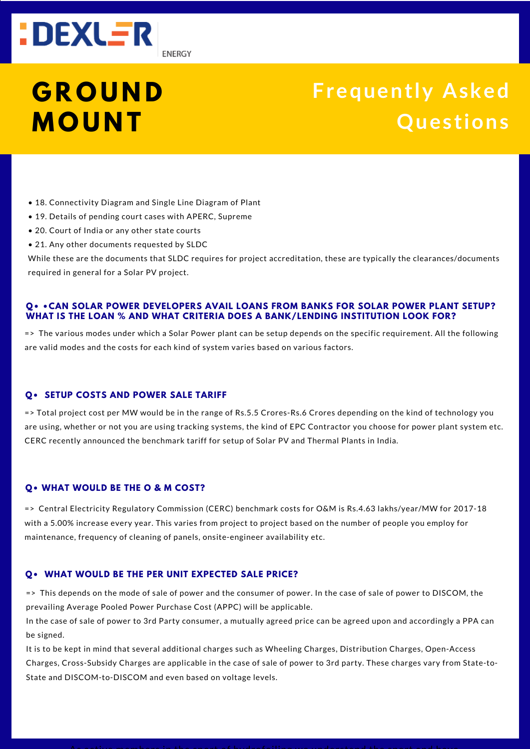# GROUND MOUNT

## Frequently Asked Questions

- 18. Connectivity Diagram and Single Line Diagram of Plant
- 19. Details of pending court cases with APERC, Supreme
- 20. Court of India or any other state courts
- 21. Any other documents requested by SLDC

While these are the documents that SLDC requires for project accreditation, these are typically the clearances/documents required in general for a Solar PV project.

### Q• •CAN SOLAR POWER DEVELOPERS AVAIL LOANS FROM BANKS FOR SOLAR POWER PLANT SETUP? WHAT IS THE LOAN % AND WHAT CRITERIA DOES A BANK/LENDING INSTITUTION LOOK FOR?

=> The various modes under which a Solar Power plant can be setup depends on the specific requirement. All the following are valid modes and the costs for each kind of system varies based on various factors.

### Q• SETUP COSTS AND POWER SALE TARIFF

=> Total project cost per MW would be in the range of Rs.5.5 Crores-Rs.6 Crores depending on the kind of technology you are using, whether or not you are using tracking systems, the kind of EPC Contractor you choose for power plant system etc. CERC recently announced the benchmark tariff for setup of Solar PV and Thermal Plants in India.

### Q• WHAT WOULD BE THE O & M COST?

=> Central Electricity Regulatory Commission (CERC) benchmark costs for O&M is Rs.4.63 lakhs/year/MW for 2017-18 with a 5.00% increase every year. This varies from project to project based on the number of people you employ for maintenance, frequency of cleaning of panels, onsite-engineer availability etc.

### Q• WHAT WOULD BE THE PER UNIT EXPECTED SALE PRICE?

=> This depends on the mode of sale of power and the consumer of power. In the case of sale of power to DISCOM, the prevailing Average Pooled Power Purchase Cost (APPC) will be applicable.

In the case of sale of power to 3rd Party consumer, a mutually agreed price can be agreed upon and accordingly a PPA can be signed.

It is to be kept in mind that several additional charges such as Wheeling Charges, Distribution Charges, Open-Access Charges, Cross-Subsidy Charges are applicable in the case of sale of power to 3rd party. These charges vary from State-to-State and DISCOM-to-DISCOM and even based on voltage levels.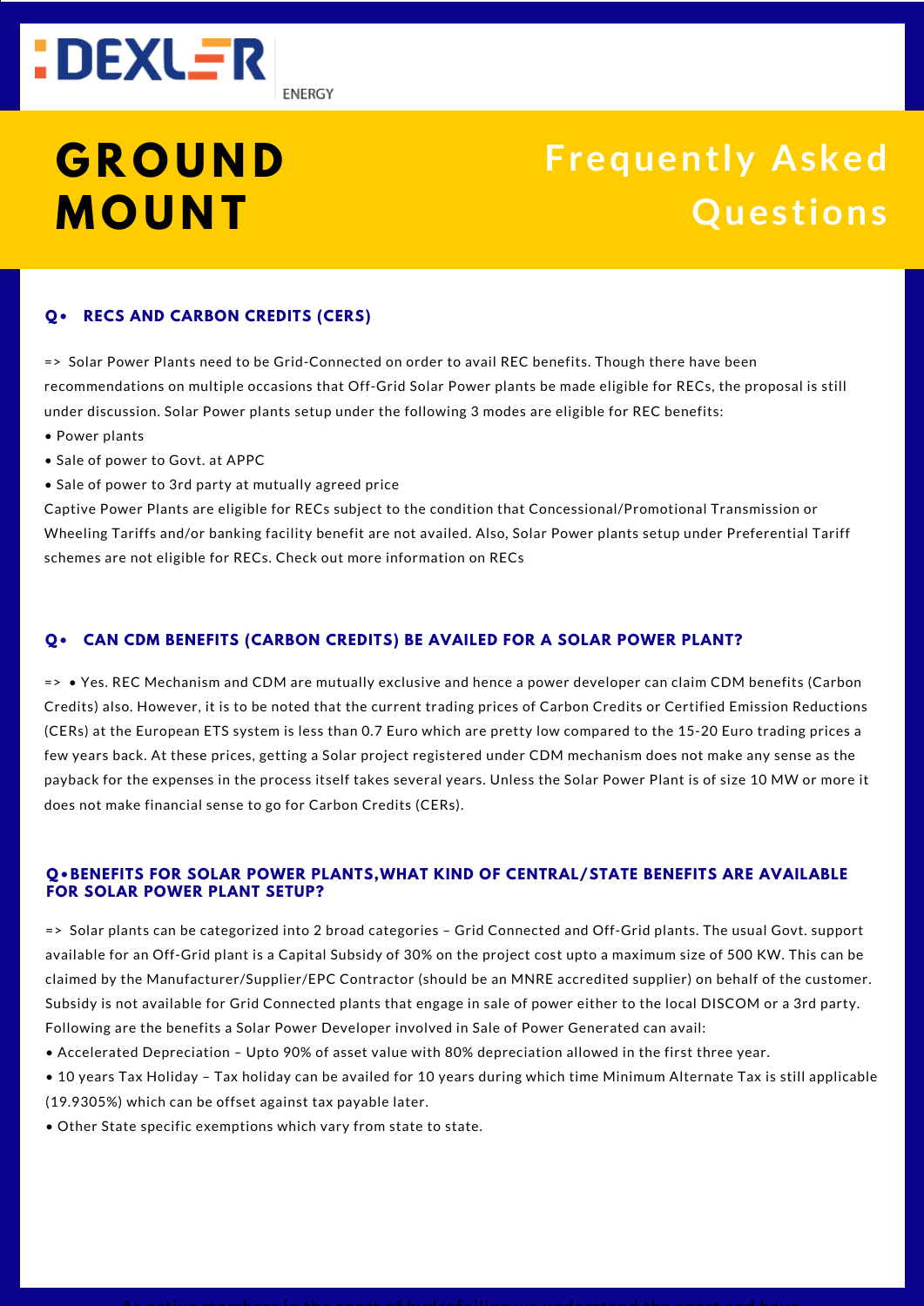# GROUND MOUNT

## Frequently Asked Questions

### Q• RECS AND CARBON CREDITS (CERS)

=> Solar Power Plants need to be Grid-Connected on order to avail REC benefits. Though there have been recommendations on multiple occasions that Off-Grid Solar Power plants be made eligible for RECs, the proposal is still under discussion. Solar Power plants setup under the following 3 modes are eligible for REC benefits:

- Power plants
- Sale of power to Govt. at APPC
- Sale of power to 3rd party at mutually agreed price

Captive Power Plants are eligible for RECs subject to the condition that Concessional/Promotional Transmission or Wheeling Tariffs and/or banking facility benefit are not availed. Also, Solar Power plants setup under Preferential Tariff schemes are not eligible for RECs. Check out more information on RECs

### Q• CAN CDM BENEFITS (CARBON CREDITS) BE AVAILED FOR A SOLAR POWER PLANT?

=> • Yes. REC Mechanism and CDM are mutually exclusive and hence a power developer can claim CDM benefits (Carbon Credits) also. However, it is to be noted that the current trading prices of Carbon Credits or Certified Emission Reductions (CERs) at the European ETS system is less than 0.7 Euro which are pretty low compared to the 15-20 Euro trading prices a few years back. At these prices, getting a Solar project registered under CDM mechanism does not make any sense as the payback for the expenses in the process itself takes several years. Unless the Solar Power Plant is of size 10 MW or more it does not make financial sense to go for Carbon Credits (CERs).

### Q•BENEFITS FOR SOLAR POWER PLANTS,WHAT KIND OF CENTRAL/STATE BENEFITS ARE AVAILABLE FOR SOLAR POWER PLANT SETUP?

=> Solar plants can be categorized into 2 broad categories – Grid Connected and Off-Grid plants. The usual Govt. support available for an Off-Grid plant is a Capital Subsidy of 30% on the project cost upto a maximum size of 500 KW. This can be claimed by the Manufacturer/Supplier/EPC Contractor (should be an MNRE accredited supplier) on behalf of the customer. Subsidy is not available for Grid Connected plants that engage in sale of power either to the local DISCOM or a 3rd party. Following are the benefits a Solar Power Developer involved in Sale of Power Generated can avail:

- Accelerated Depreciation – Upto 90% of asset value with 80% depreciation allowed in the first three year.
- 10 years Tax Holiday – Tax holiday can be availed for 10 years during which time Minimum Alternate Tax is still applicable (19.9305%) which can be offset against tax payable later.
- Other State specific exemptions which vary from state to state.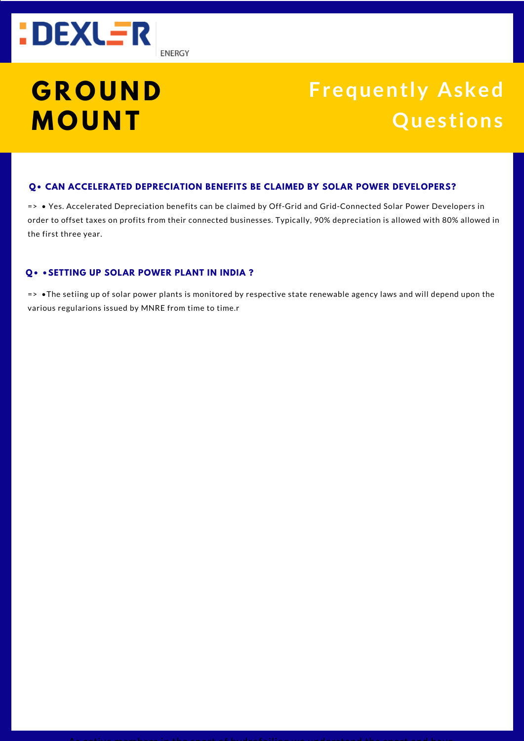**DEXLER** ENERGY

# GROUND MOUNT

## Frequently Asked Questions

### Q• CAN ACCELERATED DEPRECIATION BENEFITS BE CLAIMED BY SOLAR POWER DEVELOPERS?

=> • Yes. Accelerated Depreciation benefits can be claimed by Off-Grid and Grid-Connected Solar Power Developers in order to offset taxes on profits from their connected businesses. Typically, 90% depreciation is allowed with 80% allowed in the first three year.

### Q• •SETTING UP SOLAR POWER PLANT IN INDIA ?

=> •The setiing up of solar power plants is monitored by respective state renewable agency laws and will depend upon the various regularions issued by MNRE from time to time.r